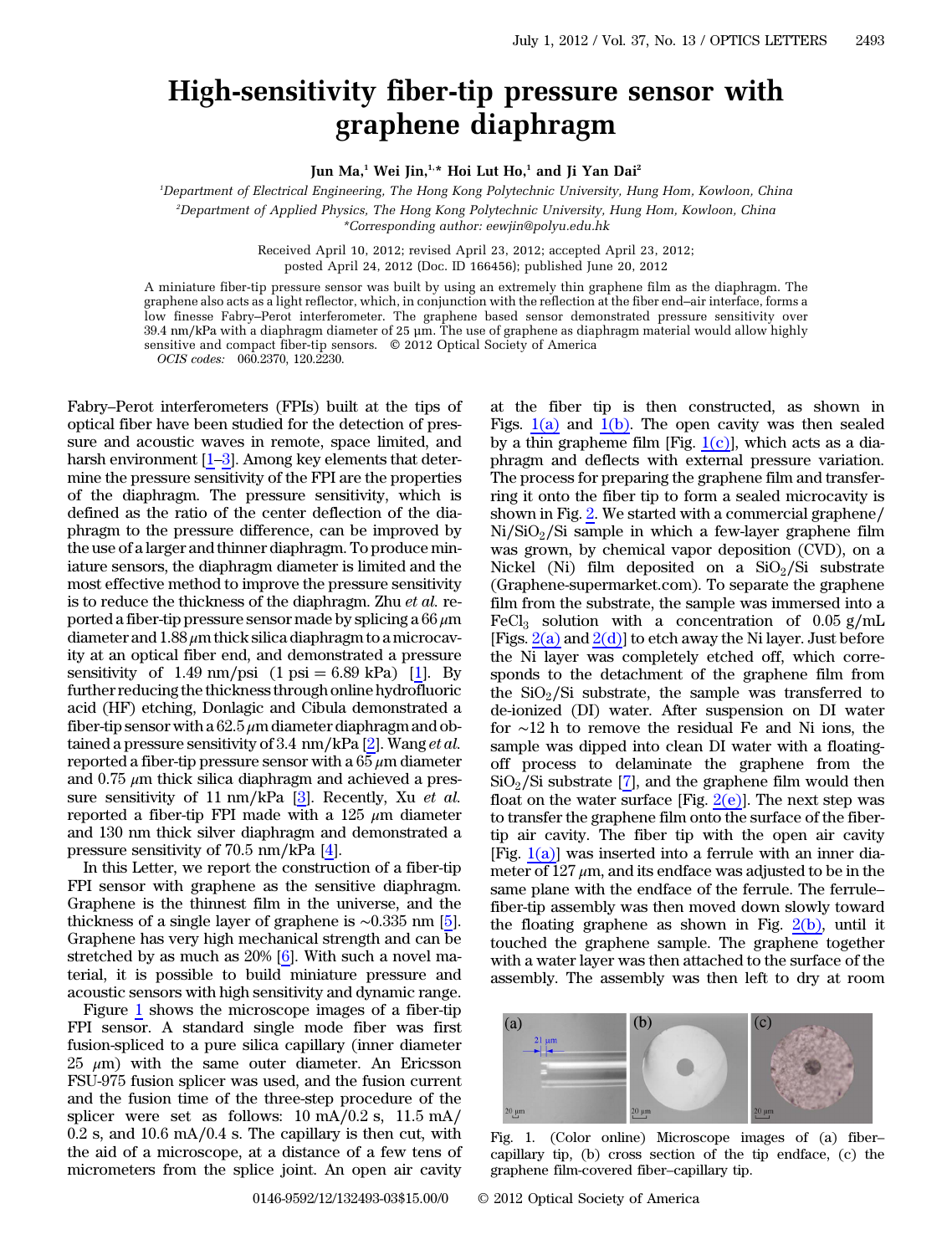# High-sensitivity fiber-tip pressure sensor with graphene diaphragm

**Jun Ma,[1] Wei Jin,[1,*] Hoi Lut Ho,[1] and Ji Yan Dai[2]**

[1]*Department of Electrical Engineering, The Hong Kong Polytechnic University, Hung Hom, Kowloon, China*

[2]*Department of Applied Physics, The Hong Kong Polytechnic University, Hung Hom, Kowloon, China*

*Corresponding author: eewjin@polyu.edu.hk

Received April 10, 2012; revised April 23, 2012; accepted April 23, 2012; posted April 24, 2012 (Doc. ID 166456); published June 20, 2012

A miniature fiber-tip pressure sensor was built by using an extremely thin graphene film as the diaphragm. The graphene also acts as a light reflector, which, in conjunction with the reflection at the fiber end–air interface, forms a low finesse Fabry–Perot interferometer. The graphene based sensor demonstrated pressure sensitivity over 39.4 nm/kPa with a diaphragm diameter of 25 µm. The use of graphene as diaphragm material would allow highly sensitive and compact fiber-tip sensors. © 2012 Optical Society of America

*OCIS codes:* 060.2370, 120.2230.

Fabry–Perot interferometers (FPIs) built at the tips of optical fiber have been studied for the detection of pressure and acoustic waves in remote, space limited, and harsh environment [1–3]. Among key elements that determine the pressure sensitivity of the FPI are the properties of the diaphragm. The pressure sensitivity, which is defined as the ratio of the center deflection of the diaphragm to the pressure difference, can be improved by the use of a larger and thinner diaphragm. To produce miniature sensors, the diaphragm diameter is limited and the most effective method to improve the pressure sensitivity is to reduce the thickness of the diaphragm. Zhu *et al.* reported a fiber-tip pressure sensor made by splicing a 66 $\mu$m diameter and 1.88 $\mu$m thick silica diaphragm to a microcavity at an optical fiber end, and demonstrated a pressure sensitivity of 1.49 nm/psi (1 psi = 6.89 kPa) [1]. By further reducing the thickness through online hydrofluoric acid (HF) etching, Donlagic and Cibula demonstrated a fiber-tip sensor with a 62.5 $\mu$m diameter diaphragm and obtained a pressure sensitivity of 3.4 nm/kPa [2]. Wang *et al.* reported a fiber-tip pressure sensor with a 65 $\mu$m diameter and 0.75 $\mu$m thick silica diaphragm and achieved a pressure sensitivity of 11 nm/kPa [3]. Recently, Xu *et al.* reported a fiber-tip FPI made with a 125 $\mu$m diameter and 130 nm thick silver diaphragm and demonstrated a pressure sensitivity of 70.5 nm/kPa [4].

In this Letter, we report the construction of a fiber-tip FPI sensor with graphene as the sensitive diaphragm. Graphene is the thinnest film in the universe, and the thickness of a single layer of graphene is ~0.335 nm [5]. Graphene has very high mechanical strength and can be stretched by as much as 20% [6]. With such a novel material, it is possible to build miniature pressure and acoustic sensors with high sensitivity and dynamic range.

Figure 1 shows the microscope images of a fiber-tip FPI sensor. A standard single mode fiber was first fusion-spliced to a pure silica capillary (inner diameter 25 $\mu$m) with the same outer diameter. An Ericsson FSU-975 fusion splicer was used, and the fusion current and the fusion time of the three-step procedure of the splicer were set as follows: 10 mA/0.2 s, 11.5 mA/0.2 s, and 10.6 mA/0.4 s. The capillary is then cut, with the aid of a microscope, at a distance of a few tens of micrometers from the splice joint. An open air cavity at the fiber tip is then constructed, as shown in Figs. 1(a) and 1(b). The open cavity was then sealed by a thin graphene film [Fig. 1(c)], which acts as a diaphragm and deflects with external pressure variation. The process for preparing the graphene film and transferring it onto the fiber tip to form a sealed microcavity is shown in Fig. 2. We started with a commercial graphene/Ni/$SiO_2$/Si sample in which a few-layer graphene film was grown, by chemical vapor deposition (CVD), on a Nickel (Ni) film deposited on a $SiO_2$/Si substrate (Graphene-supermarket.com). To separate the graphene film from the substrate, the sample was immersed into a $FeCl_3$ solution with a concentration of 0.05 g/mL [Figs. 2(a) and 2(d)] to etch away the Ni layer. Just before the Ni layer was completely etched off, which corresponds to the detachment of the graphene film from the $SiO_2$/Si substrate, the sample was transferred to de-ionized (DI) water. After suspension on DI water for ~12 h to remove the residual Fe and Ni ions, the sample was dipped into clean DI water with a floating-off process to delaminate the graphene from the $SiO_2$/Si substrate [7], and the graphene film would then float on the water surface [Fig. 2(e)]. The next step was to transfer the graphene film onto the surface of the fiber-tip air cavity. The fiber tip with the open air cavity [Fig. 1(a)] was inserted into a ferrule with an inner diameter of 127 $\mu$m, and its endface was adjusted to be in the same plane with the endface of the ferrule. The ferrule–fiber-tip assembly was then moved down slowly toward the floating graphene as shown in Fig. 2(b), until it touched the graphene sample. The graphene together with a water layer was then attached to the surface of the assembly. The assembly was then left to dry at room

(a) 21 µm 20 µm (b) 20 µm (c) 20 µm

Fig. 1. (Color online) Microscope images of (a) fiber–capillary tip, (b) cross section of the tip endface, (c) the graphene film-covered fiber–capillary tip.

0146-9592/12/132493-03$15.00/0 © 2012 Optical Society of America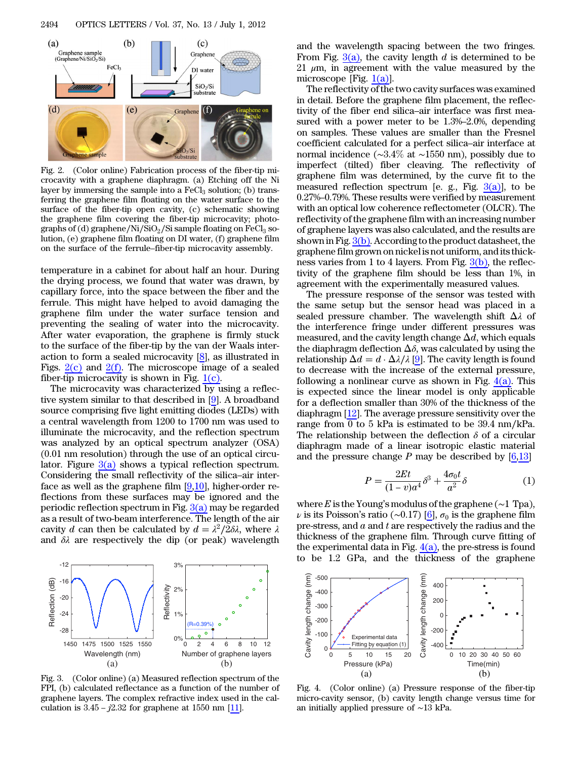(a)

Graphene sample (Graphene/Ni/$SiO_2$/Si)

$FeCl_3$

(b)

(c)

Graphene

DI water

$SiO_2$/Si substrate

(d)

Graphene sample

(e)

Graphene

$SiO_2$/Si substrate

(f)

Graphene on ferrule

Fig. 2. (Color online) Fabrication process of the fiber-tip microcavity with a graphene diaphragm. (a) Etching off the Ni layer by immersing the sample into a $FeCl_3$ solution; (b) transferring the graphene film floating on the water surface to the surface of the fiber-tip open cavity, (c) schematic showing the graphene film covering the fiber-tip microcavity; photographs of (d) graphene/Ni/$SiO_2$/Si sample floating on $FeCl_3$ solution, (e) graphene film floating on DI water, (f) graphene film on the surface of the ferrule–fiber-tip microcavity assembly.

temperature in a cabinet for about half an hour. During the drying process, we found that water was drawn, by capillary force, into the space between the fiber and the ferrule. This might have helped to avoid damaging the graphene film under the water surface tension and preventing the sealing of water into the microcavity. After water evaporation, the graphene is firmly stuck to the surface of the fiber-tip by the van der Waals interaction to form a sealed microcavity [8], as illustrated in Figs. 2(c) and 2(f). The microscope image of a sealed fiber-tip microcavity is shown in Fig. 1(c).

The microcavity was characterized by using a reflective system similar to that described in [9]. A broadband source comprising five light emitting diodes (LEDs) with a central wavelength from 1200 to 1700 nm was used to illuminate the microcavity, and the reflection spectrum was analyzed by an optical spectrum analyzer (OSA) (0.01 nm resolution) through the use of an optical circulator. Figure 3(a) shows a typical reflection spectrum. Considering the small reflectivity of the silica–air interface as well as the graphene film [9,10], higher-order reflections from these surfaces may be ignored and the periodic reflection spectrum in Fig. 3(a) may be regarded as a result of two-beam interference. The length of the air cavity $d$ can then be calculated by $d = \lambda^2/2\delta\lambda$, where $\lambda$ and $\delta\lambda$ are respectively the dip (or peak) wavelength

-12
-16
-20
-24
-28
Reflection (dB)
1450 1475 1500 1525 1550
Wavelength (nm)
(a)

3%
2%
1%
0%
Reflectivity
(R=0.39%)
0 2 4 6 8 10 12
Number of graphene layers
(b)

Fig. 3. (Color online) (a) Measured reflection spectrum of the FPI, (b) calculated reflectance as a function of the number of graphene layers. The complex refractive index used in the calculation is $3.45 - j2.32$ for graphene at 1550 nm [11].

and the wavelength spacing between the two fringes. From Fig. 3(a), the cavity length $d$ is determined to be 21 μm, in agreement with the value measured by the microscope [Fig. 1(a)].

The reflectivity of the two cavity surfaces was examined in detail. Before the graphene film placement, the reflectivity of the fiber end silica–air interface was first measured with a power meter to be 1.3%–2.0%, depending on samples. These values are smaller than the Fresnel coefficient calculated for a perfect silica–air interface at normal incidence (~3.4% at ~1550 nm), possibly due to imperfect (tilted) fiber cleaving. The reflectivity of graphene film was determined, by the curve fit to the measured reflection spectrum [e. g., Fig. 3(a)], to be 0.27%–0.79%. These results were verified by measurement with an optical low coherence reflectometer (OLCR). The reflectivity of the graphene film with an increasing number of graphene layers was also calculated, and the results are shown in Fig. 3(b). According to the product datasheet, the graphene film grown on nickel is not uniform, and its thickness varies from 1 to 4 layers. From Fig. 3(b), the reflectivity of the graphene film should be less than 1%, in agreement with the experimentally measured values.

The pressure response of the sensor was tested with the same setup but the sensor head was placed in a sealed pressure chamber. The wavelength shift $\Delta\lambda$ of the interference fringe under different pressures was measured, and the cavity length change $\Delta d$, which equals the diaphragm deflection $\Delta\delta$, was calculated by using the relationship $\Delta d = d \cdot \Delta\lambda/\lambda$ [9]. The cavity length is found to decrease with the increase of the external pressure, following a nonlinear curve as shown in Fig. 4(a). This is expected since the linear model is only applicable for a deflection smaller than 30% of the thickness of the diaphragm [12]. The average pressure sensitivity over the range from 0 to 5 kPa is estimated to be 39.4 nm/kPa. The relationship between the deflection $\delta$ of a circular diaphragm made of a linear isotropic elastic material and the pressure change $P$ may be described by [6,13]

$$P = \frac{2Et}{(1-v)a^4}\delta^3 + \frac{4\sigma_0 t}{a^2}\delta \tag{1}$$

where $E$ is the Young's modulus of the graphene (~1 Tpa), $\nu$ is its Poisson's ratio (~0.17) [6], $\sigma_0$ is the graphene film pre-stress, and $a$ and $t$ are respectively the radius and the thickness of the graphene film. Through curve fitting of the experimental data in Fig. 4(a), the pre-stress is found to be 1.2 GPa, and the thickness of the graphene

-500
-400
-300
-200
-100
0
Cavity length change (nm)
0 5 10 15 20
Pressure (kPa)
Experimental data
Fitting by equation (1)
(a)

400
200
0
-200
-400
Cavity length change (nm)
0 10 20 30 40 50 60
Time(min)
(b)

Fig. 4. (Color online) (a) Pressure response of the fiber-tip micro-cavity sensor, (b) cavity length change versus time for an initially applied pressure of ~13 kPa.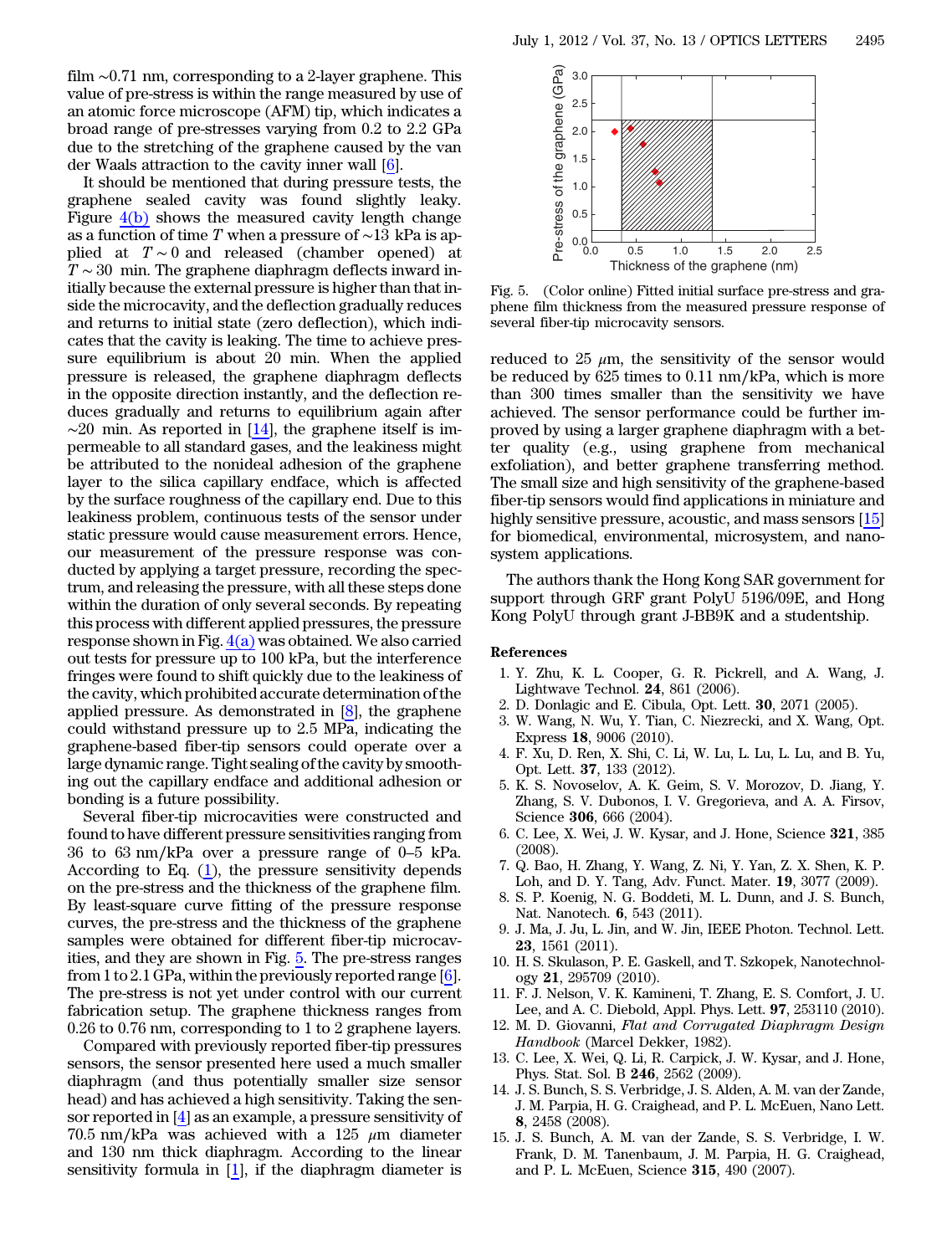film ~0.71 nm, corresponding to a 2-layer graphene. This value of pre-stress is within the range measured by use of an atomic force microscope (AFM) tip, which indicates a broad range of pre-stresses varying from 0.2 to 2.2 GPa due to the stretching of the graphene caused by the van der Waals attraction to the cavity inner wall [6].

It should be mentioned that during pressure tests, the graphene sealed cavity was found slightly leaky. Figure 4(b) shows the measured cavity length change as a function of time $T$ when a pressure of ~13 kPa is applied at $T \sim 0$ and released (chamber opened) at $T \sim 30$ min. The graphene diaphragm deflects inward initially because the external pressure is higher than that inside the microcavity, and the deflection gradually reduces and returns to initial state (zero deflection), which indicates that the cavity is leaking. The time to achieve pressure equilibrium is about 20 min. When the applied pressure is released, the graphene diaphragm deflects in the opposite direction instantly, and the deflection reduces gradually and returns to equilibrium again after ~20 min. As reported in [14], the graphene itself is impermeable to all standard gases, and the leakiness might be attributed to the nonideal adhesion of the graphene layer to the silica capillary endface, which is affected by the surface roughness of the capillary end. Due to this leakiness problem, continuous tests of the sensor under static pressure would cause measurement errors. Hence, our measurement of the pressure response was conducted by applying a target pressure, recording the spectrum, and releasing the pressure, with all these steps done within the duration of only several seconds. By repeating this process with different applied pressures, the pressure response shown in Fig. 4(a) was obtained. We also carried out tests for pressure up to 100 kPa, but the interference fringes were found to shift quickly due to the leakiness of the cavity, which prohibited accurate determination of the applied pressure. As demonstrated in [8], the graphene could withstand pressure up to 2.5 MPa, indicating the graphene-based fiber-tip sensors could operate over a large dynamic range. Tight sealing of the cavity by smoothing out the capillary endface and additional adhesion or bonding is a future possibility.

Several fiber-tip microcavities were constructed and found to have different pressure sensitivities ranging from 36 to 63 nm/kPa over a pressure range of 0–5 kPa. According to Eq. (1), the pressure sensitivity depends on the pre-stress and the thickness of the graphene film. By least-square curve fitting of the pressure response curves, the pre-stress and the thickness of the graphene samples were obtained for different fiber-tip microcavities, and they are shown in Fig. 5. The pre-stress ranges from 1 to 2.1 GPa, within the previously reported range [6]. The pre-stress is not yet under control with our current fabrication setup. The graphene thickness ranges from 0.26 to 0.76 nm, corresponding to 1 to 2 graphene layers.

Compared with previously reported fiber-tip pressures sensors, the sensor presented here used a much smaller diaphragm (and thus potentially smaller size sensor head) and has achieved a high sensitivity. Taking the sensor reported in [4] as an example, a pressure sensitivity of 70.5 nm/kPa was achieved with a 125 $\mu$m diameter and 130 nm thick diaphragm. According to the linear sensitivity formula in [1], if the diaphragm diameter is

Pre-stress of the graphene (GPa)
3.0
2.5
2.0
1.5
1.0
0.5
0.0
0.0 0.5 1.0 1.5 2.0 2.5
Thickness of the graphene (nm)

Fig. 5. (Color online) Fitted initial surface pre-stress and graphene film thickness from the measured pressure response of several fiber-tip microcavity sensors.

reduced to 25 $\mu$m, the sensitivity of the sensor would be reduced by 625 times to 0.11 nm/kPa, which is more than 300 times smaller than the sensitivity we have achieved. The sensor performance could be further improved by using a larger graphene diaphragm with a better quality (e.g., using graphene from mechanical exfoliation), and better graphene transferring method. The small size and high sensitivity of the graphene-based fiber-tip sensors would find applications in miniature and highly sensitive pressure, acoustic, and mass sensors [15] for biomedical, environmental, microsystem, and nanosystem applications.

The authors thank the Hong Kong SAR government for support through GRF grant PolyU 5196/09E, and Hong Kong PolyU through grant J-BB9K and a studentship.

## References

1. Y. Zhu, K. L. Cooper, G. R. Pickrell, and A. Wang, J. Lightwave Technol. **24**, 861 (2006).
2. D. Donlagic and E. Cibula, Opt. Lett. **30**, 2071 (2005).
3. W. Wang, N. Wu, Y. Tian, C. Niezrecki, and X. Wang, Opt. Express **18**, 9006 (2010).
4. F. Xu, D. Ren, X. Shi, C. Li, W. Lu, L. Lu, L. Lu, and B. Yu, Opt. Lett. **37**, 133 (2012).
5. K. S. Novoselov, A. K. Geim, S. V. Morozov, D. Jiang, Y. Zhang, S. V. Dubonos, I. V. Gregorieva, and A. A. Firsov, Science **306**, 666 (2004).
6. C. Lee, X. Wei, J. W. Kysar, and J. Hone, Science **321**, 385 (2008).
7. Q. Bao, H. Zhang, Y. Wang, Z. Ni, Y. Yan, Z. X. Shen, K. P. Loh, and D. Y. Tang, Adv. Funct. Mater. **19**, 3077 (2009).
8. S. P. Koenig, N. G. Boddeti, M. L. Dunn, and J. S. Bunch, Nat. Nanotech. **6**, 543 (2011).
9. J. Ma, J. Ju, L. Jin, and W. Jin, IEEE Photon. Technol. Lett. **23**, 1561 (2011).
10. H. S. Skulason, P. E. Gaskell, and T. Szkopek, Nanotechnology **21**, 295709 (2010).
11. F. J. Nelson, V. K. Kamineni, T. Zhang, E. S. Comfort, J. U. Lee, and A. C. Diebold, Appl. Phys. Lett. **97**, 253110 (2010).
12. M. D. Giovanni, *Flat and Corrugated Diaphragm Design Handbook* (Marcel Dekker, 1982).
13. C. Lee, X. Wei, Q. Li, R. Carpick, J. W. Kysar, and J. Hone, Phys. Stat. Sol. B **246**, 2562 (2009).
14. J. S. Bunch, S. S. Verbridge, J. S. Alden, A. M. van der Zande, J. M. Parpia, H. G. Craighead, and P. L. McEuen, Nano Lett. **8**, 2458 (2008).
15. J. S. Bunch, A. M. van der Zande, S. S. Verbridge, I. W. Frank, D. M. Tanenbaum, J. M. Parpia, H. G. Craighead, and P. L. McEuen, Science **315**, 490 (2007).